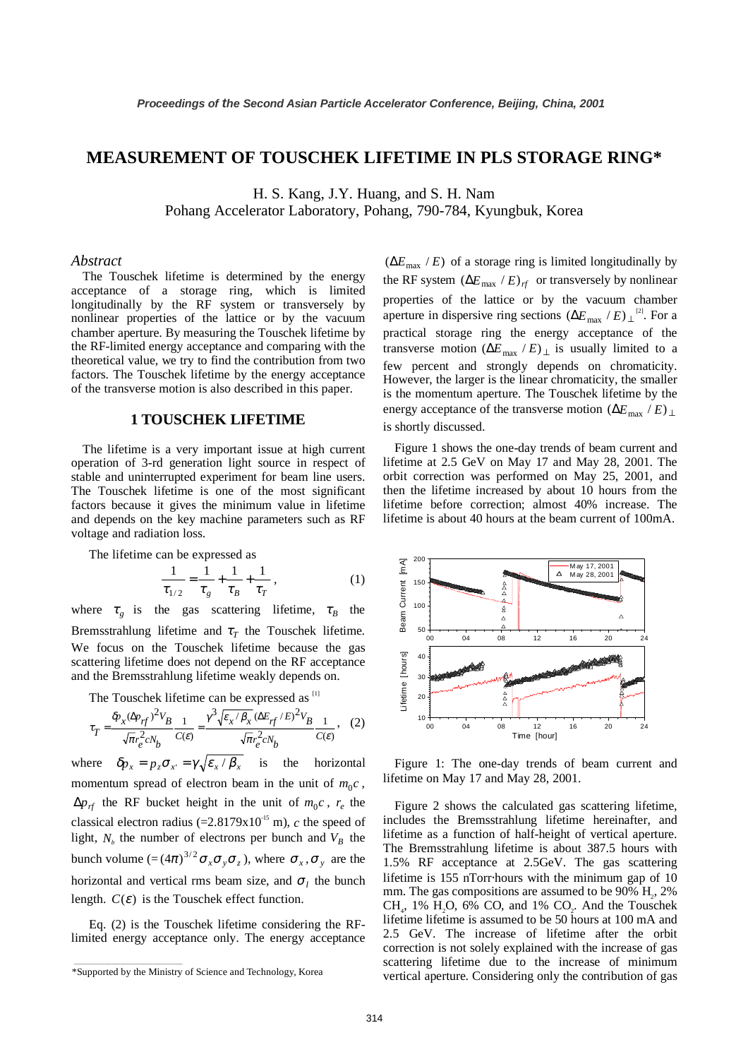# MEASUREMENT OF TOUSCHEK LIFETIME IN PLS STORAGE RING*

H. S. Kang, J.Y. Huang, and S. H. Nam
Pohang Accelerator Laboratory, Pohang, 790-784, Kyungbuk, Korea

## *Abstract*

The Touschek lifetime is determined by the energy acceptance of a storage ring, which is limited longitudinally by the RF system or transversely by nonlinear properties of the lattice or by the vacuum chamber aperture. By measuring the Touschek lifetime by the RF-limited energy acceptance and comparing with the theoretical value, we try to find the contribution from two factors. The Touschek lifetime by the energy acceptance of the transverse motion is also described in this paper.

## 1 TOUSCHEK LIFETIME

The lifetime is a very important issue at high current operation of 3-rd generation light source in respect of stable and uninterrupted experiment for beam line users. The Touschek lifetime is one of the most significant factors because it gives the minimum value in lifetime and depends on the key machine parameters such as RF voltage and radiation loss.

The lifetime can be expressed as

$$\frac{1}{\tau_{1/2}} = \frac{1}{\tau_g} + \frac{1}{\tau_B} + \frac{1}{\tau_T}, \quad (1)$$

where $\tau_g$ is the gas scattering lifetime, $\tau_B$ the Bremsstrahlung lifetime and $\tau_T$ the Touschek lifetime. We focus on the Touschek lifetime because the gas scattering lifetime does not depend on the RF acceptance and the Bremsstrahlung lifetime weakly depends on.

The Touschek lifetime can be expressed as [1]

$$\tau_T = \frac{\delta p_x (\Delta p_{rf})^2 V_B}{\sqrt{\pi} r_e^2 c N_b} \frac{1}{C(\varepsilon)} = \frac{\gamma^3 \sqrt{\varepsilon_x / \beta_x} (\Delta E_{rf} / E)^2 V_B}{\sqrt{\pi} r_e^2 c N_b} \frac{1}{C(\varepsilon)}, \quad (2)$$

where $\delta p_x = p_z \sigma_{x'} = \gamma \sqrt{\varepsilon_x / \beta_x}$ is the horizontal momentum spread of electron beam in the unit of $m_0 c$, $\Delta p_{rf}$ the RF bucket height in the unit of $m_0 c$, $r_e$ the classical electron radius (=2.8179x$10^{-15}$ m), $c$ the speed of light, $N_b$ the number of electrons per bunch and $V_B$ the bunch volume (= $(4\pi)^{3/2} \sigma_x \sigma_y \sigma_z$), where $\sigma_x, \sigma_y$ are the horizontal and vertical rms beam size, and $\sigma_l$ the bunch length. $C(\varepsilon)$ is the Touschek effect function.

Eq. (2) is the Touschek lifetime considering the RF-limited energy acceptance only. The energy acceptance $(\Delta E_{max} / E)$ of a storage ring is limited longitudinally by the RF system $(\Delta E_{max} / E)_{rf}$ or transversely by nonlinear properties of the lattice or by the vacuum chamber aperture in dispersive ring sections $(\Delta E_{max} / E)_{\perp}$ [2]. For a practical storage ring the energy acceptance of the transverse motion $(\Delta E_{max} / E)_{\perp}$ is usually limited to a few percent and strongly depends on chromaticity. However, the larger is the linear chromaticity, the smaller is the momentum aperture. The Touschek lifetime by the energy acceptance of the transverse motion $(\Delta E_{max} / E)_{\perp}$ is shortly discussed.

Figure 1 shows the one-day trends of beam current and lifetime at 2.5 GeV on May 17 and May 28, 2001. The orbit correction was performed on May 25, 2001, and then the lifetime increased by about 10 hours from the lifetime before correction; almost 40% increase. The lifetime is about 40 hours at the beam current of 100mA.

Figure 1: The one-day trends of beam current and lifetime on May 17 and May 28, 2001.

Figure 2 shows the calculated gas scattering lifetime, includes the Bremsstrahlung lifetime hereinafter, and lifetime as a function of half-height of vertical aperture. The Bremsstrahlung lifetime is about 387.5 hours with 1.5% RF acceptance at 2.5GeV. The gas scattering lifetime is 155 nTorr·hours with the minimum gap of 10 mm. The gas compositions are assumed to be 90% $H_2$, 2% $CH_4$, 1% $H_2O$, 6% CO, and 1% $CO_2$. And the Touschek lifetime lifetime is assumed to be 50 hours at 100 mA and 2.5 GeV. The increase of lifetime after the orbit correction is not solely explained with the increase of gas scattering lifetime due to the increase of minimum vertical aperture. Considering only the contribution of gas

---

*Supported by the Ministry of Science and Technology, Korea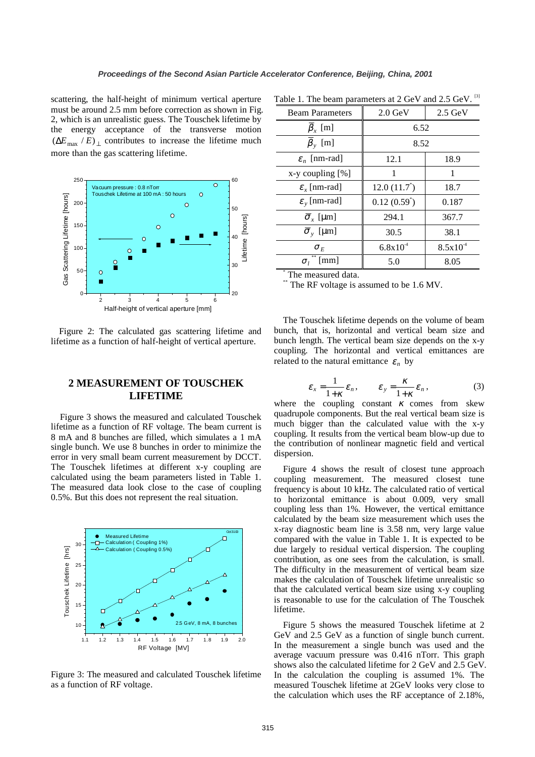scattering, the half-height of minimum vertical aperture must be around 2.5 mm before correction as shown in Fig. 2, which is an unrealistic guess. The Touschek lifetime by the energy acceptance of the transverse motion $(\Delta E_{max}/E)_{\perp}$ contributes to increase the lifetime much more than the gas scattering lifetime.

Figure 2: The calculated gas scattering lifetime and lifetime as a function of half-height of vertical aperture.

## 2 MEASUREMENT OF TOUSCHEK LIFETIME

Figure 3 shows the measured and calculated Touschek lifetime as a function of RF voltage. The beam current is 8 mA and 8 bunches are filled, which simulates a 1 mA single bunch. We use 8 bunches in order to minimize the error in very small beam current measurement by DCCT. The Touschek lifetimes at different x-y coupling are calculated using the beam parameters listed in Table 1. The measured data look close to the case of coupling 0.5%. But this does not represent the real situation.

Figure 3: The measured and calculated Touschek lifetime as a function of RF voltage.

Table 1. The beam parameters at 2 GeV and 2.5 GeV. [3]

| Beam Parameters | 2.0 GeV | 2.5 GeV |
|---|---|---|
| $\bar{\beta}_x$ [m] | 6.52 | |
| $\bar{\beta}_y$ [m] | 8.52 | |
| $\varepsilon_n$ [nm-rad] | 12.1 | 18.9 |
| x-y coupling [%] | 1 | 1 |
| $\varepsilon_x$ [nm-rad] | 12.0 (11.7*) | 18.7 |
| $\varepsilon_y$ [nm-rad] | 0.12 (0.59*) | 0.187 |
| $\bar{\sigma}_x$ [μm] | 294.1 | 367.7 |
| $\bar{\sigma}_y$ [μm] | 30.5 | 38.1 |
| $\sigma_E$ | $6.8\times10^{-4}$ | $8.5\times10^{-4}$ |
| $\sigma_l$ ** [mm] | 5.0 | 8.05 |

\* The measured data.

\*\* The RF voltage is assumed to be 1.6 MV.

The Touschek lifetime depends on the volume of beam bunch, that is, horizontal and vertical beam size and bunch length. The vertical beam size depends on the x-y coupling. The horizontal and vertical emittances are related to the natural emittance $\varepsilon_n$ by

$$\varepsilon_x = \frac{1}{1+\kappa}\varepsilon_n, \qquad \varepsilon_y = \frac{\kappa}{1+\kappa}\varepsilon_n, \tag{3}$$

where the coupling constant $\kappa$ comes from skew quadrupole components. But the real vertical beam size is much bigger than the calculated value with the x-y coupling. It results from the vertical beam blow-up due to the contribution of nonlinear magnetic field and vertical dispersion.

Figure 4 shows the result of closest tune approach coupling measurement. The measured closest tune frequency is about 10 kHz. The calculated ratio of vertical to horizontal emittance is about 0.009, very small coupling less than 1%. However, the vertical emittance calculated by the beam size measurement which uses the x-ray diagnostic beam line is 3.58 nm, very large value compared with the value in Table 1. It is expected to be due largely to residual vertical dispersion. The coupling contribution, as one sees from the calculation, is small. The difficulty in the measurement of vertical beam size makes the calculation of Touschek lifetime unrealistic so that the calculated vertical beam size using x-y coupling is reasonable to use for the calculation of The Touschek lifetime.

Figure 5 shows the measured Touschek lifetime at 2 GeV and 2.5 GeV as a function of single bunch current. In the measurement a single bunch was used and the average vacuum pressure was 0.416 nTorr. This graph shows also the calculated lifetime for 2 GeV and 2.5 GeV. In the calculation the coupling is assumed 1%. The measured Touschek lifetime at 2GeV looks very close to the calculation which uses the RF acceptance of 2.18%,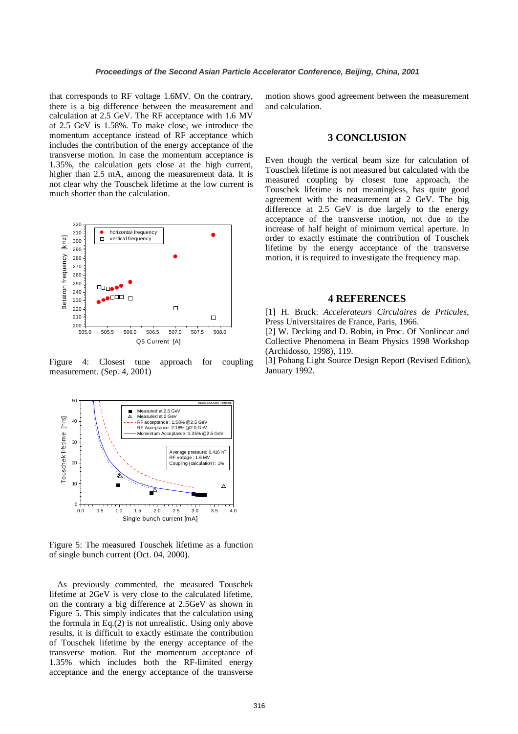that corresponds to RF voltage 1.6MV. On the contrary, there is a big difference between the measurement and calculation at 2.5 GeV. The RF acceptance with 1.6 MV at 2.5 GeV is 1.58%. To make close, we introduce the momentum acceptance instead of RF acceptance which includes the contribution of the energy acceptance of the transverse motion. In case the momentum acceptance is 1.35%, the calculation gets close at the high current, higher than 2.5 mA, among the measurement data. It is not clear why the Touschek lifetime at the low current is much shorter than the calculation.

horizontal frequency
vertical frequency
Betatron frequency [kHz]
Q5 Current [A]

Figure 4: Closest tune approach for coupling measurement. (Sep. 4, 2001)

Measured date: Oct0300
Measured at 2.5 GeV
Measured at 2 GeV
RF acceptance : 1.58% @2.5 GeV
RF Acceptance: 2.18% @2.0 GeV
Momentum Acceptance: 1.35% @2.5 GeV
Average pressure: 0.416 nT
RF voltage : 1.6 MV
Coupling (calculation) : 1%
Touschek lifetime [hrs]
Single bunch current [mA]

Figure 5: The measured Touschek lifetime as a function of single bunch current (Oct. 04, 2000).

As previously commented, the measured Touschek lifetime at 2GeV is very close to the calculated lifetime, on the contrary a big difference at 2.5GeV as shown in Figure 5. This simply indicates that the calculation using the formula in Eq.(2) is not unrealistic. Using only above results, it is difficult to exactly estimate the contribution of Touschek lifetime by the energy acceptance of the transverse motion. But the momentum acceptance of 1.35% which includes both the RF-limited energy acceptance and the energy acceptance of the transverse motion shows good agreement between the measurement and calculation.

## 3 CONCLUSION

Even though the vertical beam size for calculation of Touschek lifetime is not measured but calculated with the measured coupling by closest tune approach, the Touschek lifetime is not meaningless, has quite good agreement with the measurement at 2 GeV. The big difference at 2.5 GeV is due largely to the energy acceptance of the transverse motion, not due to the increase of half height of minimum vertical aperture. In order to exactly estimate the contribution of Touschek lifetime by the energy acceptance of the transverse motion, it is required to investigate the frequency map.

## 4 REFERENCES

[1] H. Bruck: *Accelerateurs Circulaires de Prticules,* Press Universitaires de France, Paris, 1966.

[2] W. Decking and D. Robin, in Proc. Of Nonlinear and Collective Phenomena in Beam Physics 1998 Workshop (Archidosso, 1998), 119.

[3] Pohang Light Source Design Report (Revised Edition), January 1992.